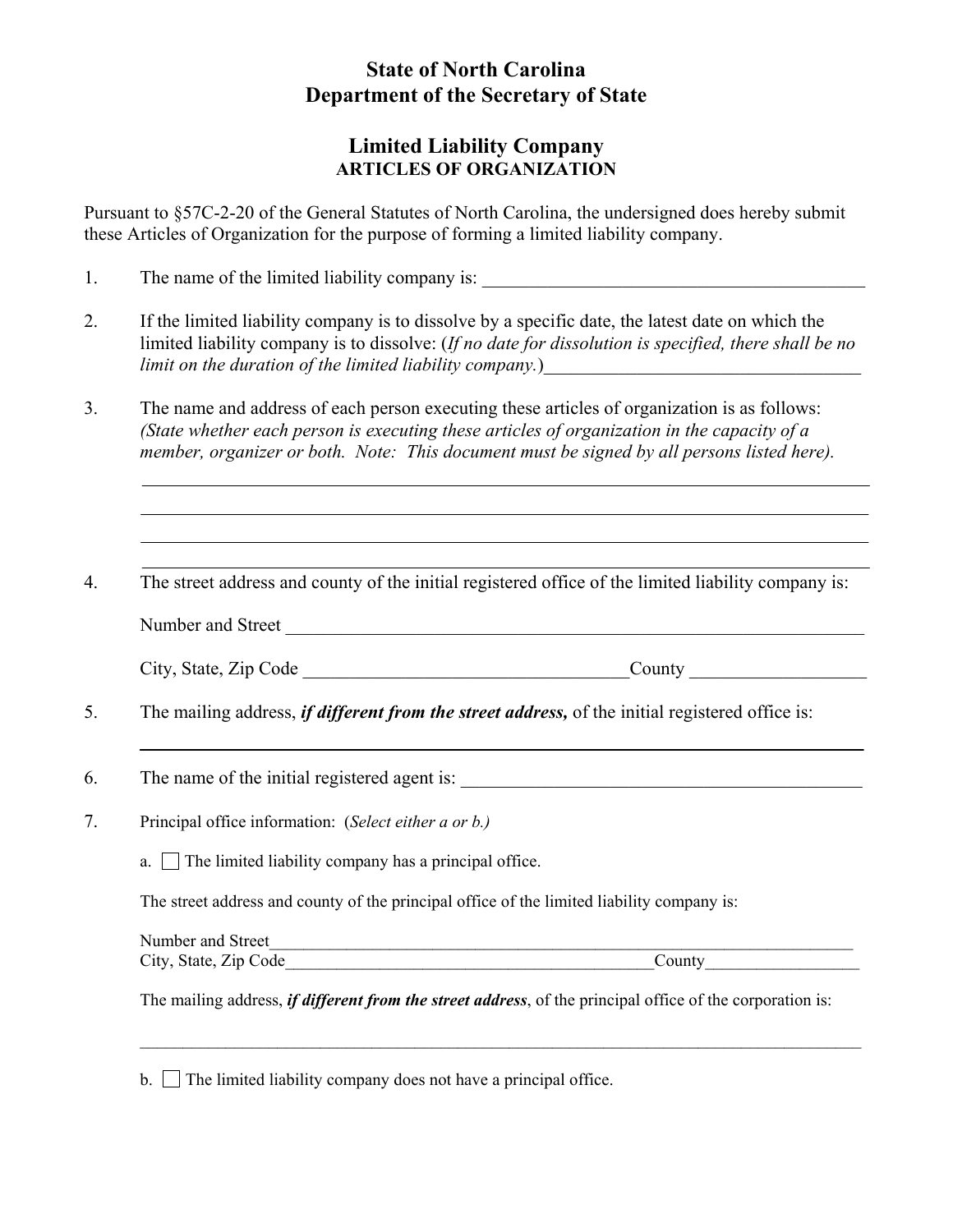# State of North Carolina
# Department of the Secretary of State

## Limited Liability Company
### ARTICLES OF ORGANIZATION

Pursuant to §57C-2-20 of the General Statutes of North Carolina, the undersigned does hereby submit these Articles of Organization for the purpose of forming a limited liability company.

1. The name of the limited liability company is: ___________________________________________

2. If the limited liability company is to dissolve by a specific date, the latest date on which the limited liability company is to dissolve: (*If no date for dissolution is specified, there shall be no limit on the duration of the limited liability company.*)___________________________________

3. The name and address of each person executing these articles of organization is as follows: *(State whether each person is executing these articles of organization in the capacity of a member, organizer or both. Note: This document must be signed by all persons listed here).*

   ________________________________________________________________________________

   ________________________________________________________________________________

   ________________________________________________________________________________

   ________________________________________________________________________________

4. The street address and county of the initial registered office of the limited liability company is:

   Number and Street _______________________________________________________________

   City, State, Zip Code ___________________________________County __________________

5. The mailing address, ***if different from the street address,*** of the initial registered office is:

   ________________________________________________________________________________

6. The name of the initial registered agent is: _____________________________________________

7. Principal office information: (*Select either a or b.)*

   a. ☐ The limited liability company has a principal office.

   The street address and county of the principal office of the limited liability company is:

   Number and Street_________________________________________________________________
   City, State, Zip Code_________________________________________County__________________

   The mailing address, ***if different from the street address***, of the principal office of the corporation is:

   ________________________________________________________________________________

   b. ☐ The limited liability company does not have a principal office.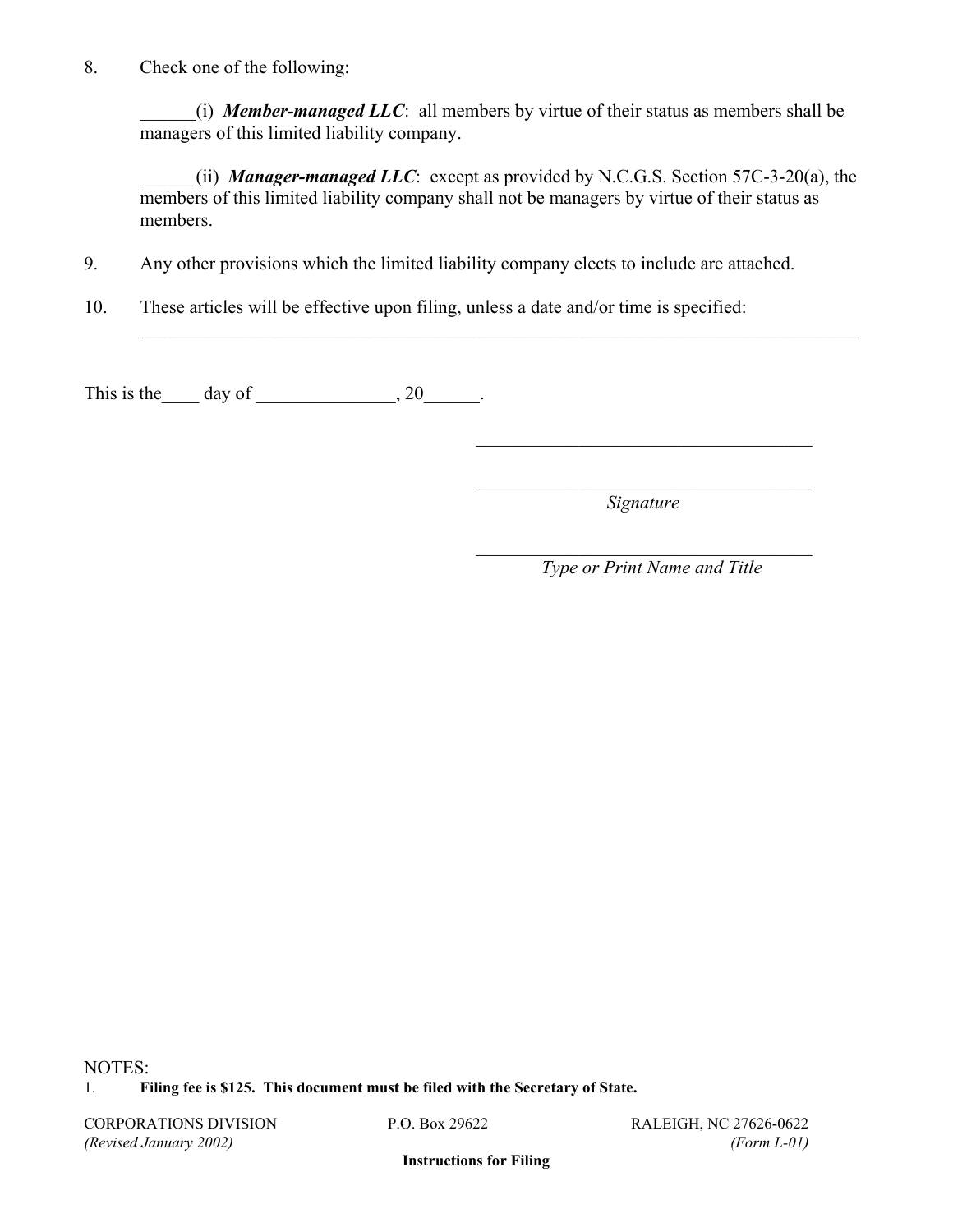8. Check one of the following:

   ______(i) ***Member-managed LLC***: all members by virtue of their status as members shall be managers of this limited liability company.

   ______(ii) ***Manager-managed LLC***: except as provided by N.C.G.S. Section 57C-3-20(a), the members of this limited liability company shall not be managers by virtue of their status as members.

9. Any other provisions which the limited liability company elects to include are attached.

10. These articles will be effective upon filing, unless a date and/or time is specified:
    ________________________________________________________________________________

This is the____ day of _______________, 20______.

_____________________________________

_____________________________________
*Signature*

_____________________________________
*Type or Print Name and Title*

NOTES:

1. **Filing fee is $125. This document must be filed with the Secretary of State.**

CORPORATIONS DIVISION P.O. Box 29622 RALEIGH, NC 27626-0622
*(Revised January 2002)* *(Form L-01)*

**Instructions for Filing**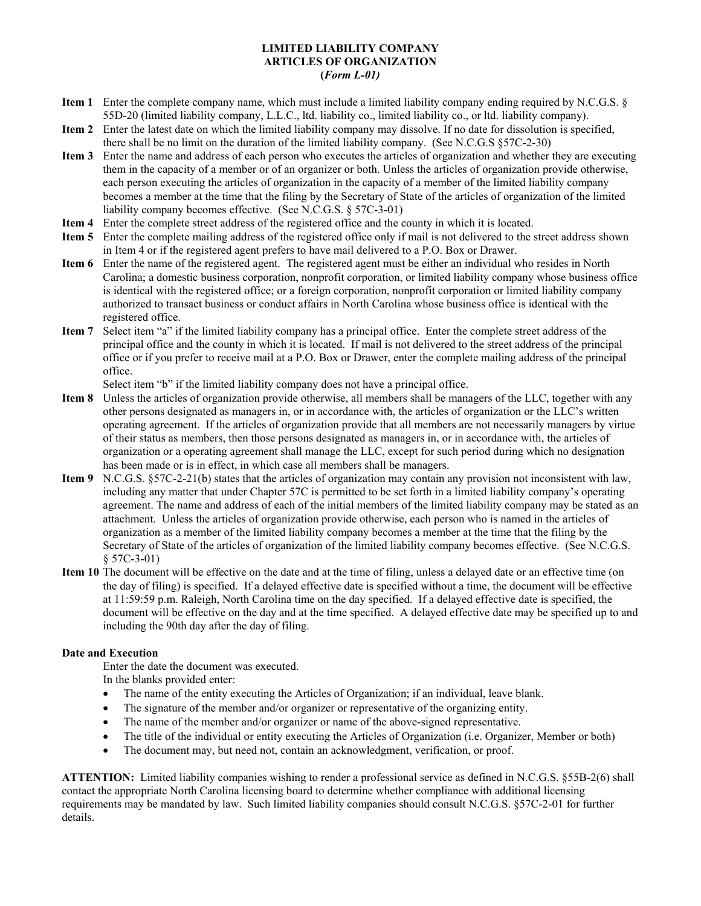**LIMITED LIABILITY COMPANY**
**ARTICLES OF ORGANIZATION**
**(*Form L-01)***

**Item 1** Enter the complete company name, which must include a limited liability company ending required by N.C.G.S. § 55D-20 (limited liability company, L.L.C., ltd. liability co., limited liability co., or ltd. liability company).

**Item 2** Enter the latest date on which the limited liability company may dissolve. If no date for dissolution is specified, there shall be no limit on the duration of the limited liability company. (See N.C.G.S §57C-2-30)

**Item 3** Enter the name and address of each person who executes the articles of organization and whether they are executing them in the capacity of a member or of an organizer or both. Unless the articles of organization provide otherwise, each person executing the articles of organization in the capacity of a member of the limited liability company becomes a member at the time that the filing by the Secretary of State of the articles of organization of the limited liability company becomes effective. (See N.C.G.S. § 57C-3-01)

**Item 4** Enter the complete street address of the registered office and the county in which it is located.

**Item 5** Enter the complete mailing address of the registered office only if mail is not delivered to the street address shown in Item 4 or if the registered agent prefers to have mail delivered to a P.O. Box or Drawer.

**Item 6** Enter the name of the registered agent. The registered agent must be either an individual who resides in North Carolina; a domestic business corporation, nonprofit corporation, or limited liability company whose business office is identical with the registered office; or a foreign corporation, nonprofit corporation or limited liability company authorized to transact business or conduct affairs in North Carolina whose business office is identical with the registered office.

**Item 7** Select item "a" if the limited liability company has a principal office. Enter the complete street address of the principal office and the county in which it is located. If mail is not delivered to the street address of the principal office or if you prefer to receive mail at a P.O. Box or Drawer, enter the complete mailing address of the principal office.

Select item "b" if the limited liability company does not have a principal office.

**Item 8** Unless the articles of organization provide otherwise, all members shall be managers of the LLC, together with any other persons designated as managers in, or in accordance with, the articles of organization or the LLC's written operating agreement. If the articles of organization provide that all members are not necessarily managers by virtue of their status as members, then those persons designated as managers in, or in accordance with, the articles of organization or a operating agreement shall manage the LLC, except for such period during which no designation has been made or is in effect, in which case all members shall be managers.

**Item 9** N.C.G.S. §57C-2-21(b) states that the articles of organization may contain any provision not inconsistent with law, including any matter that under Chapter 57C is permitted to be set forth in a limited liability company's operating agreement. The name and address of each of the initial members of the limited liability company may be stated as an attachment. Unless the articles of organization provide otherwise, each person who is named in the articles of organization as a member of the limited liability company becomes a member at the time that the filing by the Secretary of State of the articles of organization of the limited liability company becomes effective. (See N.C.G.S. § 57C-3-01)

**Item 10** The document will be effective on the date and at the time of filing, unless a delayed date or an effective time (on the day of filing) is specified. If a delayed effective date is specified without a time, the document will be effective at 11:59:59 p.m. Raleigh, North Carolina time on the day specified. If a delayed effective date is specified, the document will be effective on the day and at the time specified. A delayed effective date may be specified up to and including the 90th day after the day of filing.

**Date and Execution**

Enter the date the document was executed.

In the blanks provided enter:

- The name of the entity executing the Articles of Organization; if an individual, leave blank.
- The signature of the member and/or organizer or representative of the organizing entity.
- The name of the member and/or organizer or name of the above-signed representative.
- The title of the individual or entity executing the Articles of Organization (i.e. Organizer, Member or both)
- The document may, but need not, contain an acknowledgment, verification, or proof.

**ATTENTION:** Limited liability companies wishing to render a professional service as defined in N.C.G.S. §55B-2(6) shall contact the appropriate North Carolina licensing board to determine whether compliance with additional licensing requirements may be mandated by law. Such limited liability companies should consult N.C.G.S. §57C-2-01 for further details.